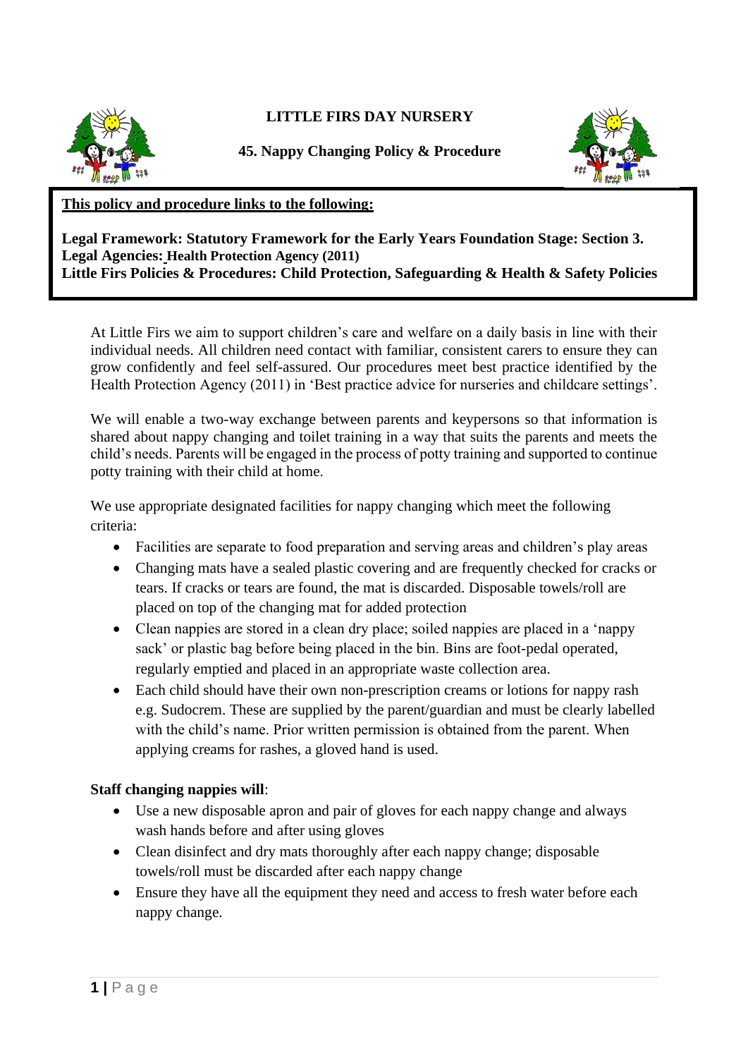**LITTLE FIRS DAY NURSERY**

**45. Nappy Changing Policy & Procedure**

**This policy and procedure links to the following:**

**Legal Framework: Statutory Framework for the Early Years Foundation Stage: Section 3.**
**Legal Agencies: Health Protection Agency (2011)**
**Little Firs Policies & Procedures: Child Protection, Safeguarding & Health & Safety Policies**

At Little Firs we aim to support children's care and welfare on a daily basis in line with their individual needs. All children need contact with familiar, consistent carers to ensure they can grow confidently and feel self-assured. Our procedures meet best practice identified by the Health Protection Agency (2011) in 'Best practice advice for nurseries and childcare settings'.

We will enable a two-way exchange between parents and keypersons so that information is shared about nappy changing and toilet training in a way that suits the parents and meets the child's needs. Parents will be engaged in the process of potty training and supported to continue potty training with their child at home.

We use appropriate designated facilities for nappy changing which meet the following criteria:

- Facilities are separate to food preparation and serving areas and children's play areas
- Changing mats have a sealed plastic covering and are frequently checked for cracks or tears. If cracks or tears are found, the mat is discarded. Disposable towels/roll are placed on top of the changing mat for added protection
- Clean nappies are stored in a clean dry place; soiled nappies are placed in a 'nappy sack' or plastic bag before being placed in the bin. Bins are foot-pedal operated, regularly emptied and placed in an appropriate waste collection area.
- Each child should have their own non-prescription creams or lotions for nappy rash e.g. Sudocrem. These are supplied by the parent/guardian and must be clearly labelled with the child's name. Prior written permission is obtained from the parent. When applying creams for rashes, a gloved hand is used.

**Staff changing nappies will**:

- Use a new disposable apron and pair of gloves for each nappy change and always wash hands before and after using gloves
- Clean disinfect and dry mats thoroughly after each nappy change; disposable towels/roll must be discarded after each nappy change
- Ensure they have all the equipment they need and access to fresh water before each nappy change.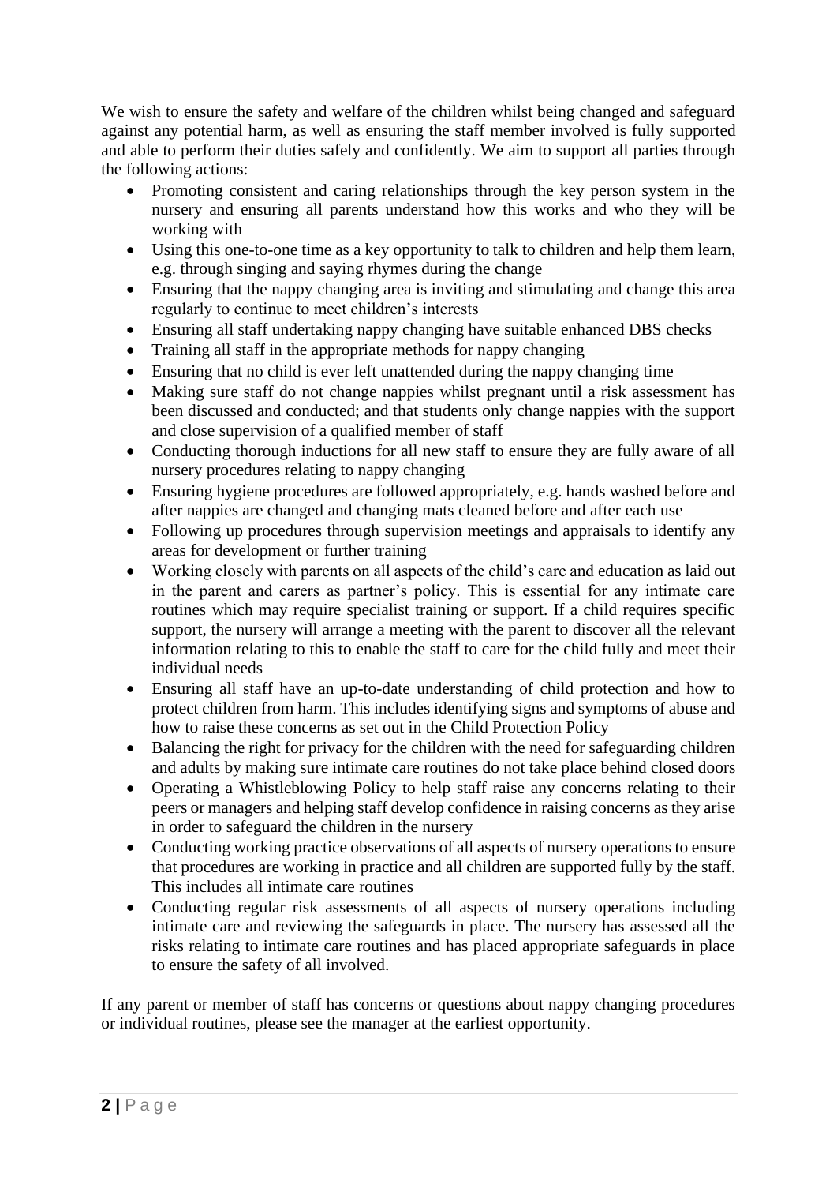We wish to ensure the safety and welfare of the children whilst being changed and safeguard against any potential harm, as well as ensuring the staff member involved is fully supported and able to perform their duties safely and confidently. We aim to support all parties through the following actions:

- Promoting consistent and caring relationships through the key person system in the nursery and ensuring all parents understand how this works and who they will be working with
- Using this one-to-one time as a key opportunity to talk to children and help them learn, e.g. through singing and saying rhymes during the change
- Ensuring that the nappy changing area is inviting and stimulating and change this area regularly to continue to meet children's interests
- Ensuring all staff undertaking nappy changing have suitable enhanced DBS checks
- Training all staff in the appropriate methods for nappy changing
- Ensuring that no child is ever left unattended during the nappy changing time
- Making sure staff do not change nappies whilst pregnant until a risk assessment has been discussed and conducted; and that students only change nappies with the support and close supervision of a qualified member of staff
- Conducting thorough inductions for all new staff to ensure they are fully aware of all nursery procedures relating to nappy changing
- Ensuring hygiene procedures are followed appropriately, e.g. hands washed before and after nappies are changed and changing mats cleaned before and after each use
- Following up procedures through supervision meetings and appraisals to identify any areas for development or further training
- Working closely with parents on all aspects of the child's care and education as laid out in the parent and carers as partner's policy. This is essential for any intimate care routines which may require specialist training or support. If a child requires specific support, the nursery will arrange a meeting with the parent to discover all the relevant information relating to this to enable the staff to care for the child fully and meet their individual needs
- Ensuring all staff have an up-to-date understanding of child protection and how to protect children from harm. This includes identifying signs and symptoms of abuse and how to raise these concerns as set out in the Child Protection Policy
- Balancing the right for privacy for the children with the need for safeguarding children and adults by making sure intimate care routines do not take place behind closed doors
- Operating a Whistleblowing Policy to help staff raise any concerns relating to their peers or managers and helping staff develop confidence in raising concerns as they arise in order to safeguard the children in the nursery
- Conducting working practice observations of all aspects of nursery operations to ensure that procedures are working in practice and all children are supported fully by the staff. This includes all intimate care routines
- Conducting regular risk assessments of all aspects of nursery operations including intimate care and reviewing the safeguards in place. The nursery has assessed all the risks relating to intimate care routines and has placed appropriate safeguards in place to ensure the safety of all involved.

If any parent or member of staff has concerns or questions about nappy changing procedures or individual routines, please see the manager at the earliest opportunity.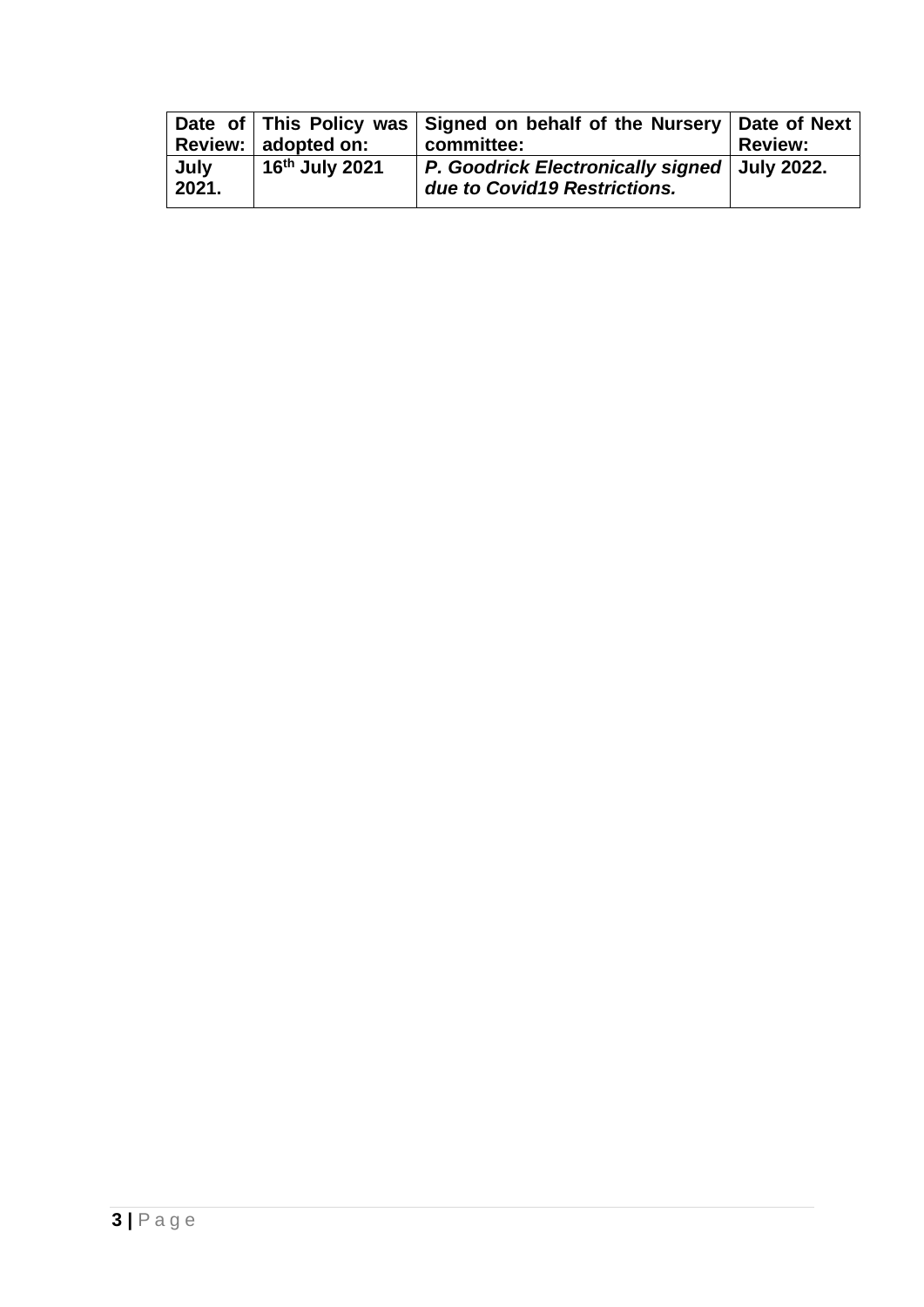| Date of Review: | This Policy was adopted on: | Signed on behalf of the Nursery committee: | Date of Next Review: |
|---|---|---|---|
| July 2021. | 16th July 2021 | *P. Goodrick Electronically signed due to Covid19 Restrictions.* | July 2022. |